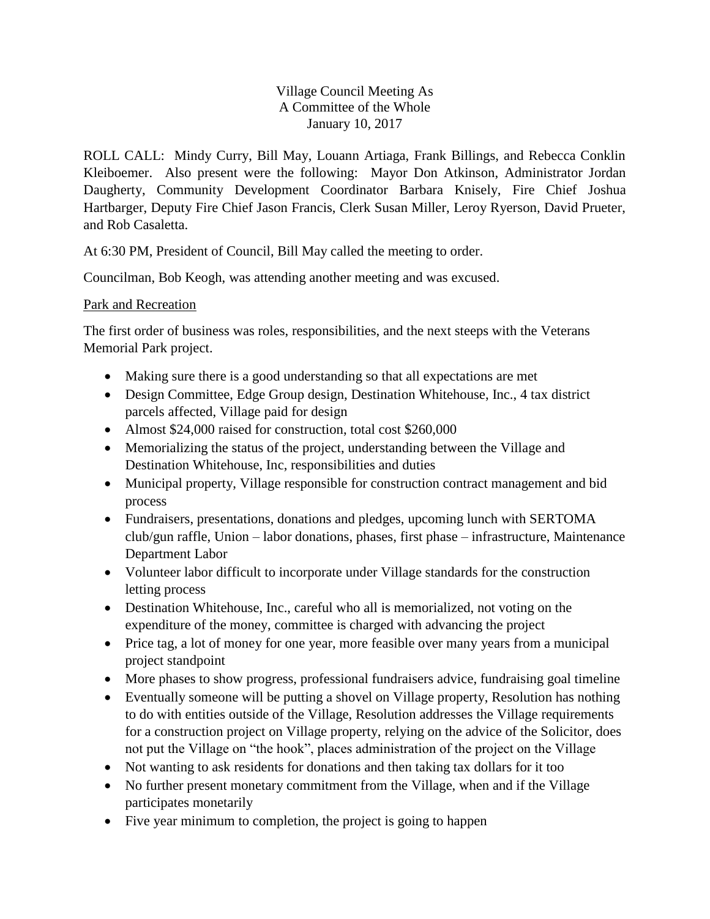Village Council Meeting As
A Committee of the Whole
January 10, 2017

ROLL CALL: Mindy Curry, Bill May, Louann Artiaga, Frank Billings, and Rebecca Conklin Kleiboemer. Also present were the following: Mayor Don Atkinson, Administrator Jordan Daugherty, Community Development Coordinator Barbara Knisely, Fire Chief Joshua Hartbarger, Deputy Fire Chief Jason Francis, Clerk Susan Miller, Leroy Ryerson, David Prueter, and Rob Casaletta.

At 6:30 PM, President of Council, Bill May called the meeting to order.

Councilman, Bob Keogh, was attending another meeting and was excused.

Park and Recreation

The first order of business was roles, responsibilities, and the next steeps with the Veterans Memorial Park project.

- Making sure there is a good understanding so that all expectations are met
- Design Committee, Edge Group design, Destination Whitehouse, Inc., 4 tax district parcels affected, Village paid for design
- Almost $24,000 raised for construction, total cost $260,000
- Memorializing the status of the project, understanding between the Village and Destination Whitehouse, Inc, responsibilities and duties
- Municipal property, Village responsible for construction contract management and bid process
- Fundraisers, presentations, donations and pledges, upcoming lunch with SERTOMA club/gun raffle, Union – labor donations, phases, first phase – infrastructure, Maintenance Department Labor
- Volunteer labor difficult to incorporate under Village standards for the construction letting process
- Destination Whitehouse, Inc., careful who all is memorialized, not voting on the expenditure of the money, committee is charged with advancing the project
- Price tag, a lot of money for one year, more feasible over many years from a municipal project standpoint
- More phases to show progress, professional fundraisers advice, fundraising goal timeline
- Eventually someone will be putting a shovel on Village property, Resolution has nothing to do with entities outside of the Village, Resolution addresses the Village requirements for a construction project on Village property, relying on the advice of the Solicitor, does not put the Village on "the hook", places administration of the project on the Village
- Not wanting to ask residents for donations and then taking tax dollars for it too
- No further present monetary commitment from the Village, when and if the Village participates monetarily
- Five year minimum to completion, the project is going to happen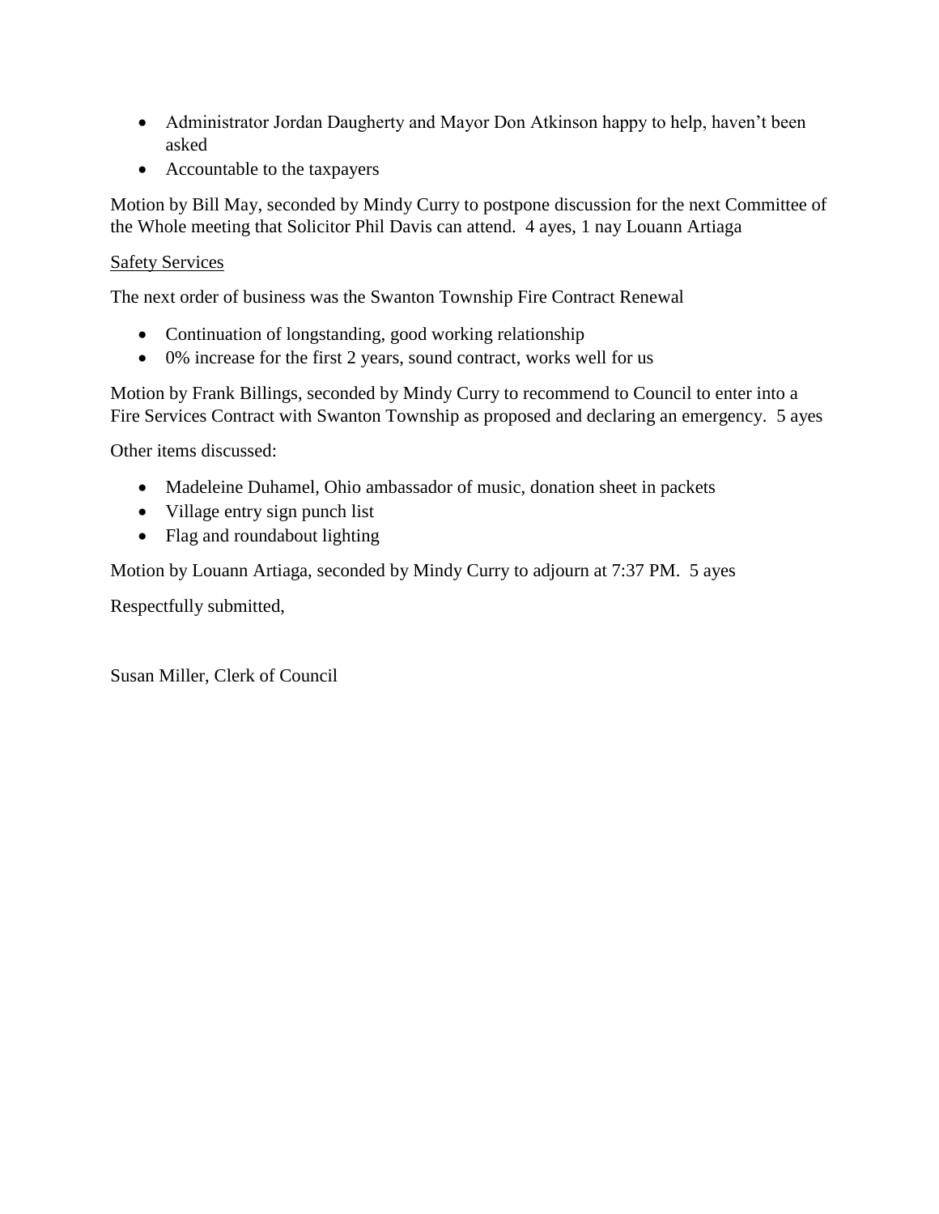- Administrator Jordan Daugherty and Mayor Don Atkinson happy to help, haven't been asked
- Accountable to the taxpayers

Motion by Bill May, seconded by Mindy Curry to postpone discussion for the next Committee of the Whole meeting that Solicitor Phil Davis can attend. 4 ayes, 1 nay Louann Artiaga

<u>Safety Services</u>

The next order of business was the Swanton Township Fire Contract Renewal

- Continuation of longstanding, good working relationship
- 0% increase for the first 2 years, sound contract, works well for us

Motion by Frank Billings, seconded by Mindy Curry to recommend to Council to enter into a Fire Services Contract with Swanton Township as proposed and declaring an emergency. 5 ayes

Other items discussed:

- Madeleine Duhamel, Ohio ambassador of music, donation sheet in packets
- Village entry sign punch list
- Flag and roundabout lighting

Motion by Louann Artiaga, seconded by Mindy Curry to adjourn at 7:37 PM. 5 ayes

Respectfully submitted,

Susan Miller, Clerk of Council